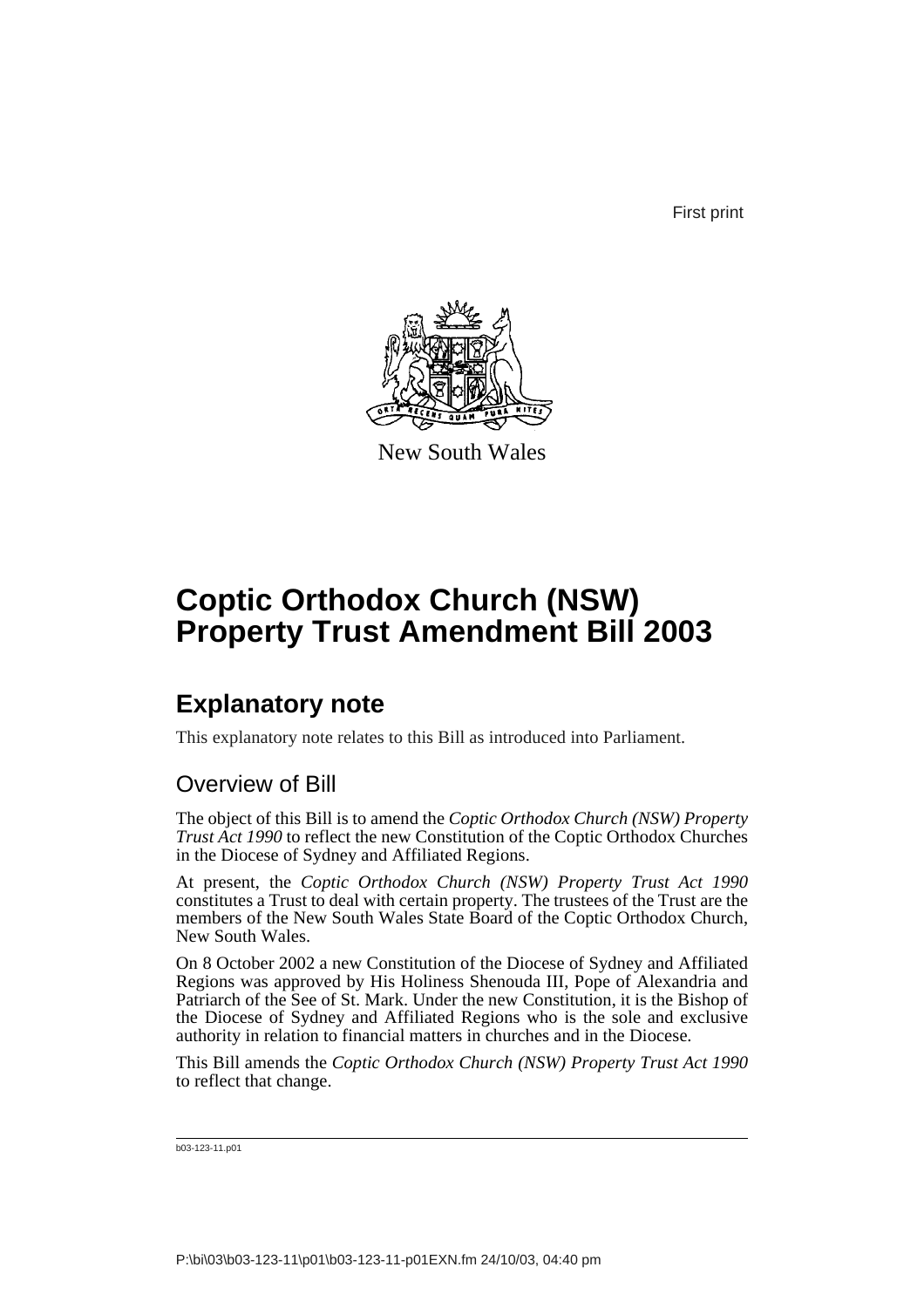First print

New South Wales

# Coptic Orthodox Church (NSW) Property Trust Amendment Bill 2003

## Explanatory note

This explanatory note relates to this Bill as introduced into Parliament.

### Overview of Bill

The object of this Bill is to amend the *Coptic Orthodox Church (NSW) Property Trust Act 1990* to reflect the new Constitution of the Coptic Orthodox Churches in the Diocese of Sydney and Affiliated Regions.

At present, the *Coptic Orthodox Church (NSW) Property Trust Act 1990* constitutes a Trust to deal with certain property. The trustees of the Trust are the members of the New South Wales State Board of the Coptic Orthodox Church, New South Wales.

On 8 October 2002 a new Constitution of the Diocese of Sydney and Affiliated Regions was approved by His Holiness Shenouda III, Pope of Alexandria and Patriarch of the See of St. Mark. Under the new Constitution, it is the Bishop of the Diocese of Sydney and Affiliated Regions who is the sole and exclusive authority in relation to financial matters in churches and in the Diocese.

This Bill amends the *Coptic Orthodox Church (NSW) Property Trust Act 1990* to reflect that change.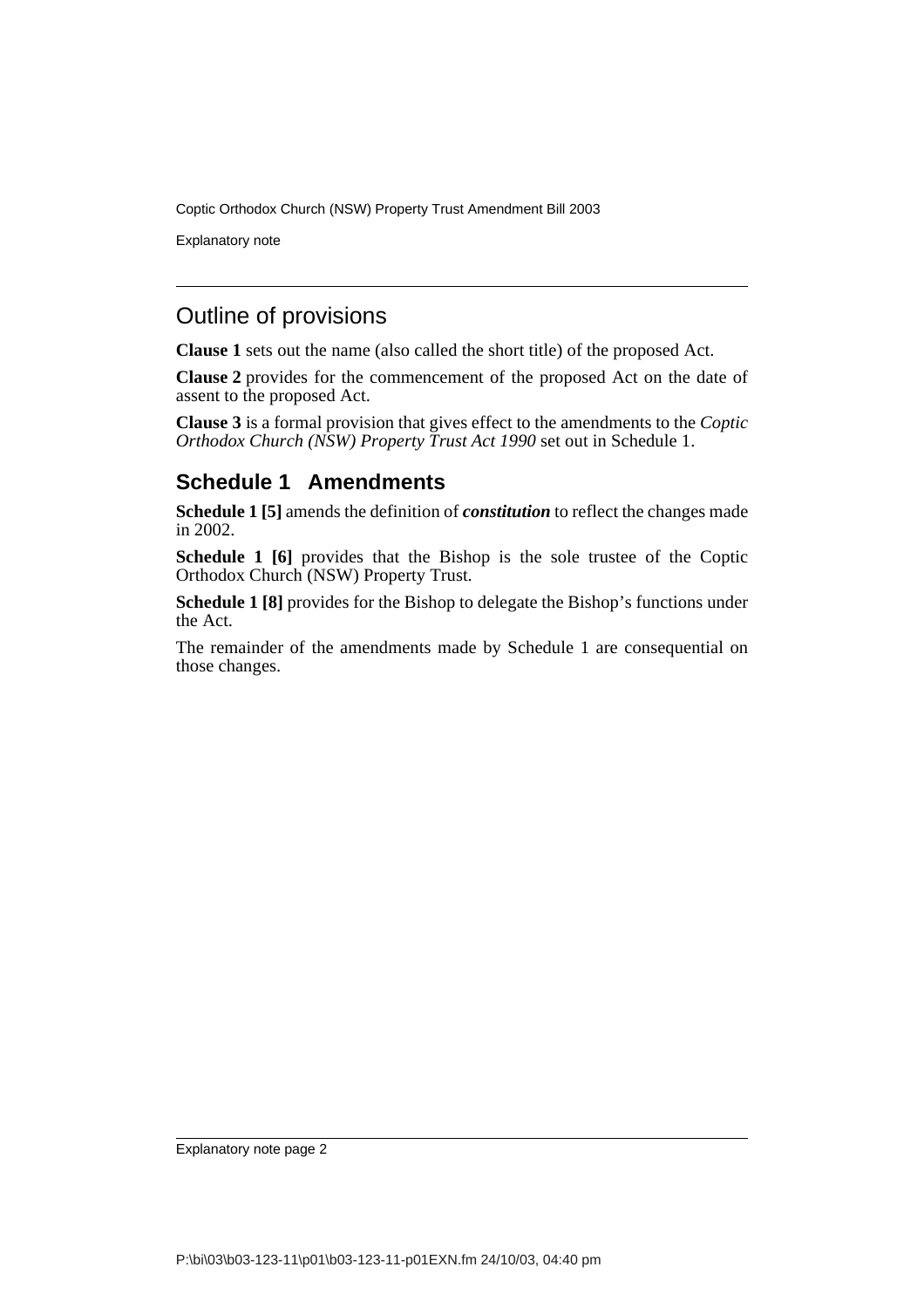## Outline of provisions

**Clause 1** sets out the name (also called the short title) of the proposed Act.

**Clause 2** provides for the commencement of the proposed Act on the date of assent to the proposed Act.

**Clause 3** is a formal provision that gives effect to the amendments to the *Coptic Orthodox Church (NSW) Property Trust Act 1990* set out in Schedule 1.

## Schedule 1 Amendments

**Schedule 1 [5]** amends the definition of ***constitution*** to reflect the changes made in 2002.

**Schedule 1 [6]** provides that the Bishop is the sole trustee of the Coptic Orthodox Church (NSW) Property Trust.

**Schedule 1 [8]** provides for the Bishop to delegate the Bishop's functions under the Act.

The remainder of the amendments made by Schedule 1 are consequential on those changes.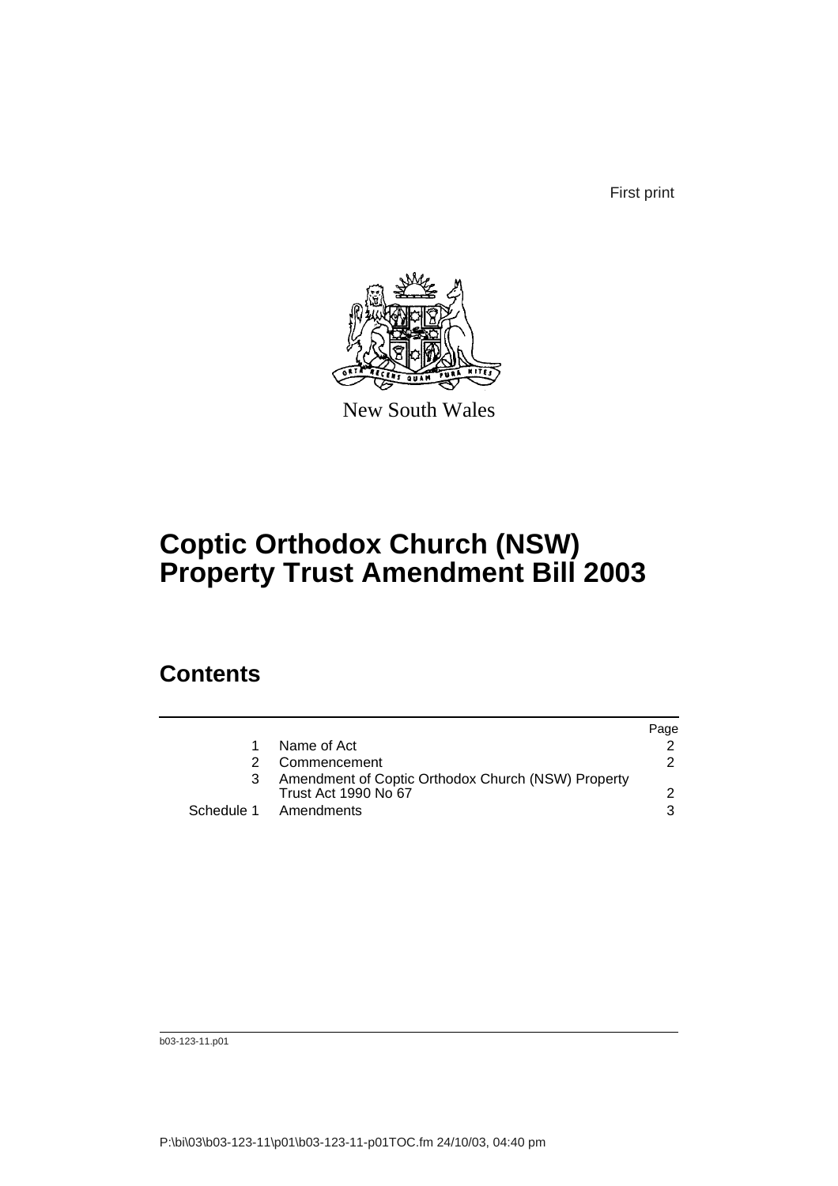First print

New South Wales

# Coptic Orthodox Church (NSW) Property Trust Amendment Bill 2003

## Contents

| | | Page |
|---|---|---|
| 1 | Name of Act | 2 |
| 2 | Commencement | 2 |
| 3 | Amendment of Coptic Orthodox Church (NSW) Property Trust Act 1990 No 67 | 2 |
| Schedule 1 | Amendments | 3 |

b03-123-11.p01

P:\bi\03\b03-123-11\p01\b03-123-11-p01TOC.fm 24/10/03, 04:40 pm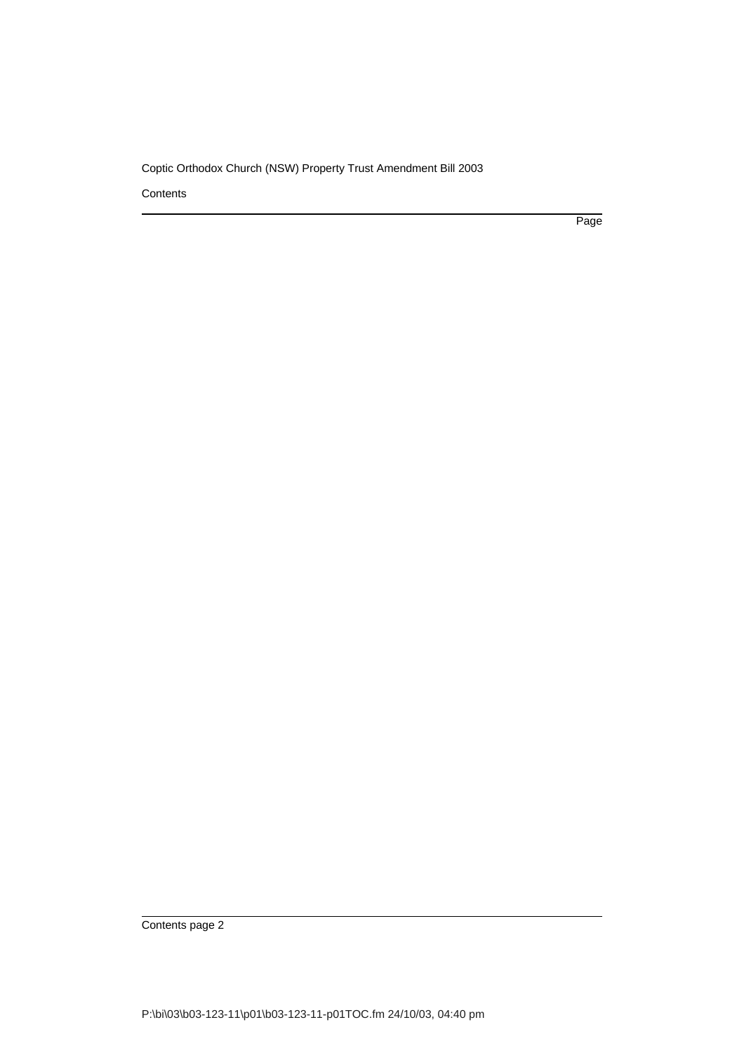Contents

Page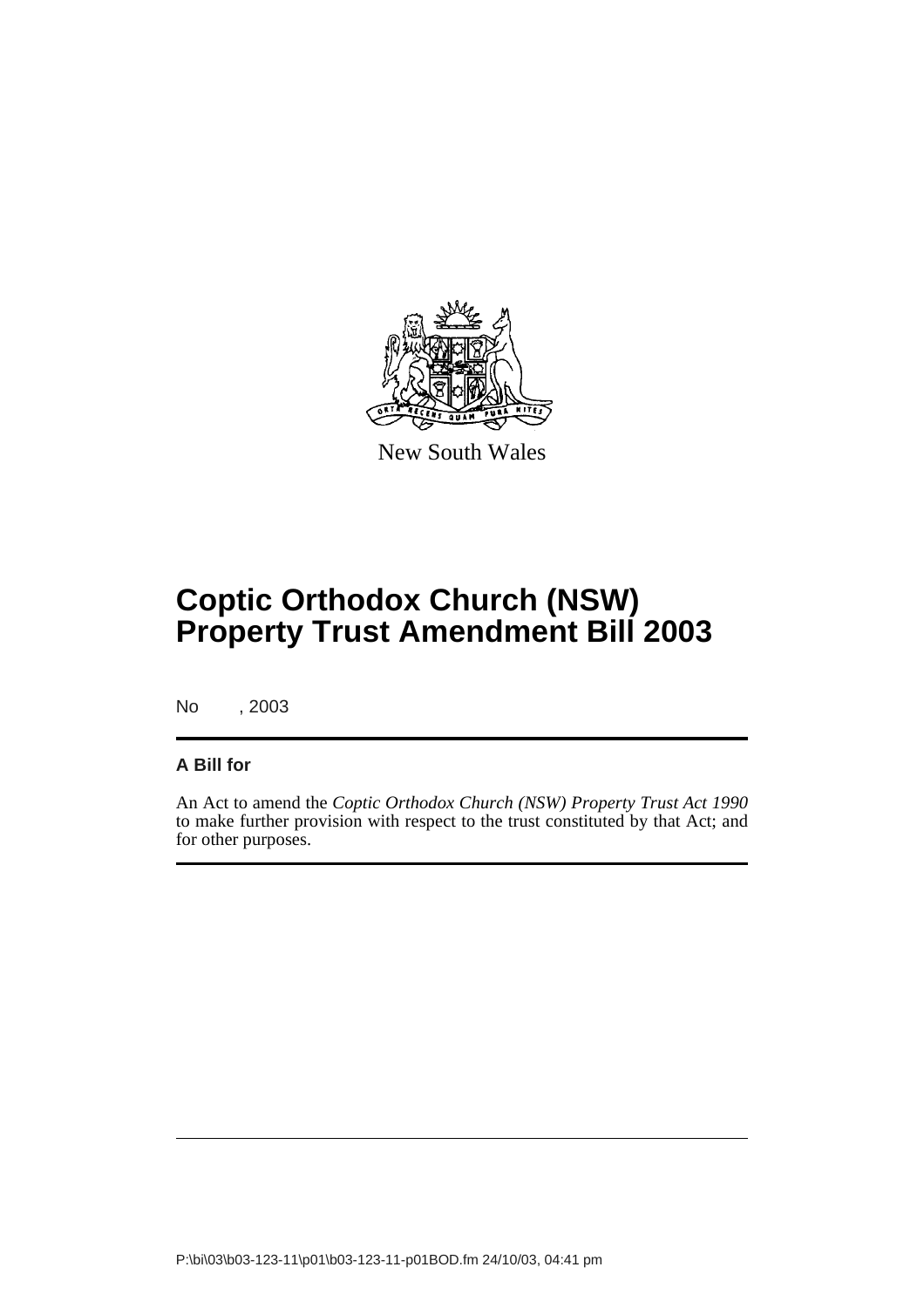New South Wales

# Coptic Orthodox Church (NSW) Property Trust Amendment Bill 2003

No , 2003

**A Bill for**

An Act to amend the *Coptic Orthodox Church (NSW) Property Trust Act 1990* to make further provision with respect to the trust constituted by that Act; and for other purposes.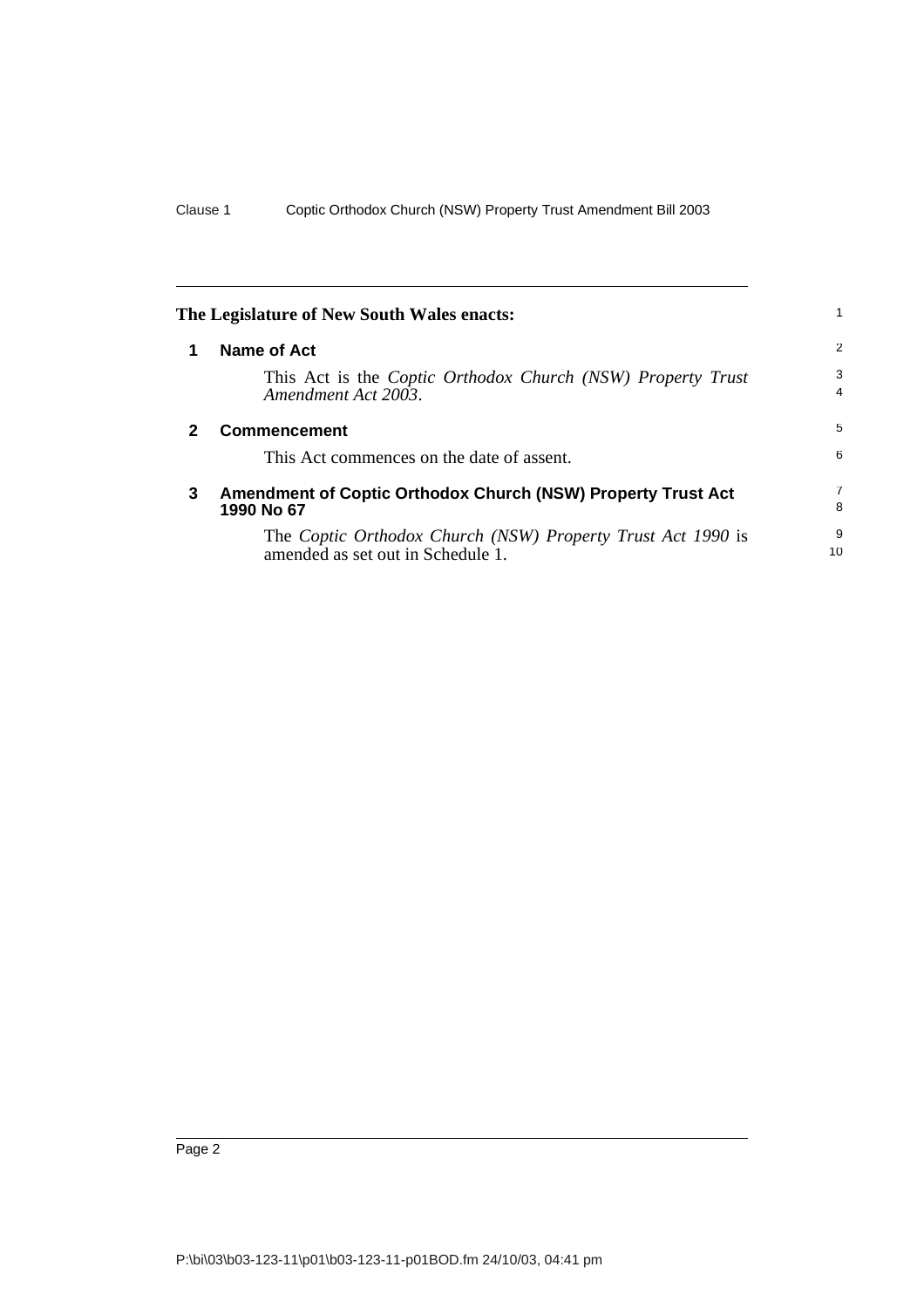**The Legislature of New South Wales enacts:**

## 1 Name of Act

This Act is the *Coptic Orthodox Church (NSW) Property Trust Amendment Act 2003*.

## 2 Commencement

This Act commences on the date of assent.

## 3 Amendment of Coptic Orthodox Church (NSW) Property Trust Act 1990 No 67

The *Coptic Orthodox Church (NSW) Property Trust Act 1990* is amended as set out in Schedule 1.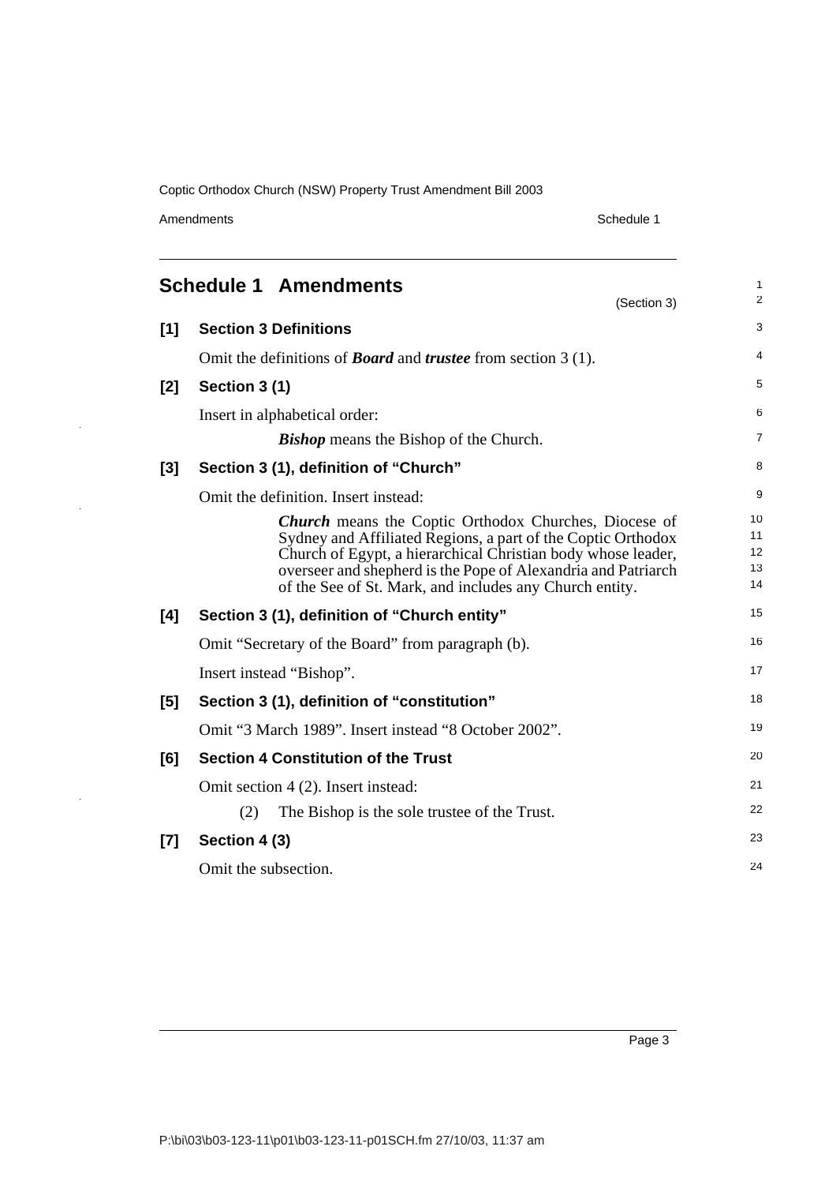## Schedule 1 Amendments

(Section 3)

**[1] Section 3 Definitions**

Omit the definitions of ***Board*** and ***trustee*** from section 3 (1).

**[2] Section 3 (1)**

Insert in alphabetical order:

> ***Bishop*** means the Bishop of the Church.

**[3] Section 3 (1), definition of "Church"**

Omit the definition. Insert instead:

> ***Church*** means the Coptic Orthodox Churches, Diocese of Sydney and Affiliated Regions, a part of the Coptic Orthodox Church of Egypt, a hierarchical Christian body whose leader, overseer and shepherd is the Pope of Alexandria and Patriarch of the See of St. Mark, and includes any Church entity.

**[4] Section 3 (1), definition of "Church entity"**

Omit "Secretary of the Board" from paragraph (b).

Insert instead "Bishop".

**[5] Section 3 (1), definition of "constitution"**

Omit "3 March 1989". Insert instead "8 October 2002".

**[6] Section 4 Constitution of the Trust**

Omit section 4 (2). Insert instead:

> (2) The Bishop is the sole trustee of the Trust.

**[7] Section 4 (3)**

Omit the subsection.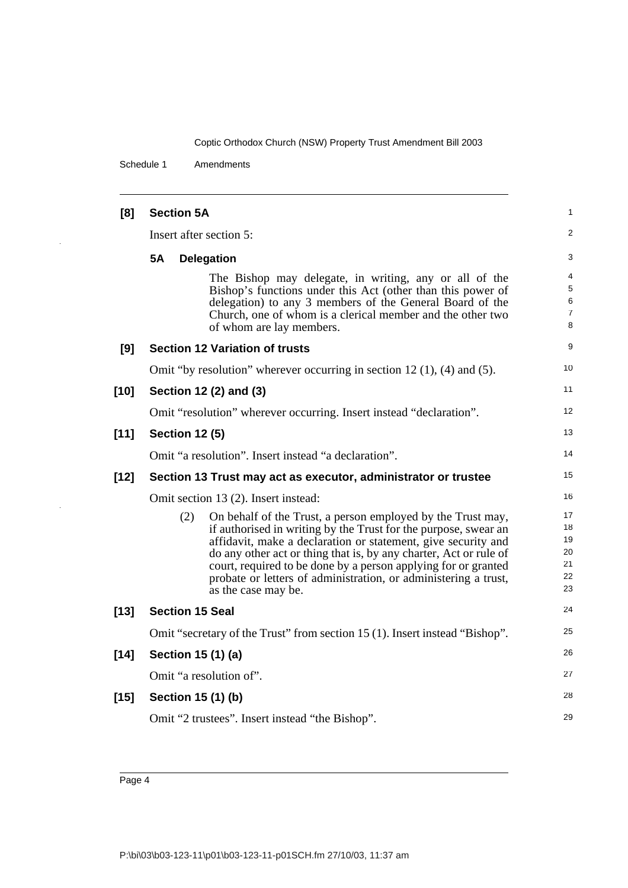**[8] Section 5A**

Insert after section 5:

**5A Delegation**

The Bishop may delegate, in writing, any or all of the Bishop's functions under this Act (other than this power of delegation) to any 3 members of the General Board of the Church, one of whom is a clerical member and the other two of whom are lay members.

**[9] Section 12 Variation of trusts**

Omit "by resolution" wherever occurring in section 12 (1), (4) and (5).

**[10] Section 12 (2) and (3)**

Omit "resolution" wherever occurring. Insert instead "declaration".

**[11] Section 12 (5)**

Omit "a resolution". Insert instead "a declaration".

**[12] Section 13 Trust may act as executor, administrator or trustee**

Omit section 13 (2). Insert instead:

(2) On behalf of the Trust, a person employed by the Trust may, if authorised in writing by the Trust for the purpose, swear an affidavit, make a declaration or statement, give security and do any other act or thing that is, by any charter, Act or rule of court, required to be done by a person applying for or granted probate or letters of administration, or administering a trust, as the case may be.

**[13] Section 15 Seal**

Omit "secretary of the Trust" from section 15 (1). Insert instead "Bishop".

**[14] Section 15 (1) (a)**

Omit "a resolution of".

**[15] Section 15 (1) (b)**

Omit "2 trustees". Insert instead "the Bishop".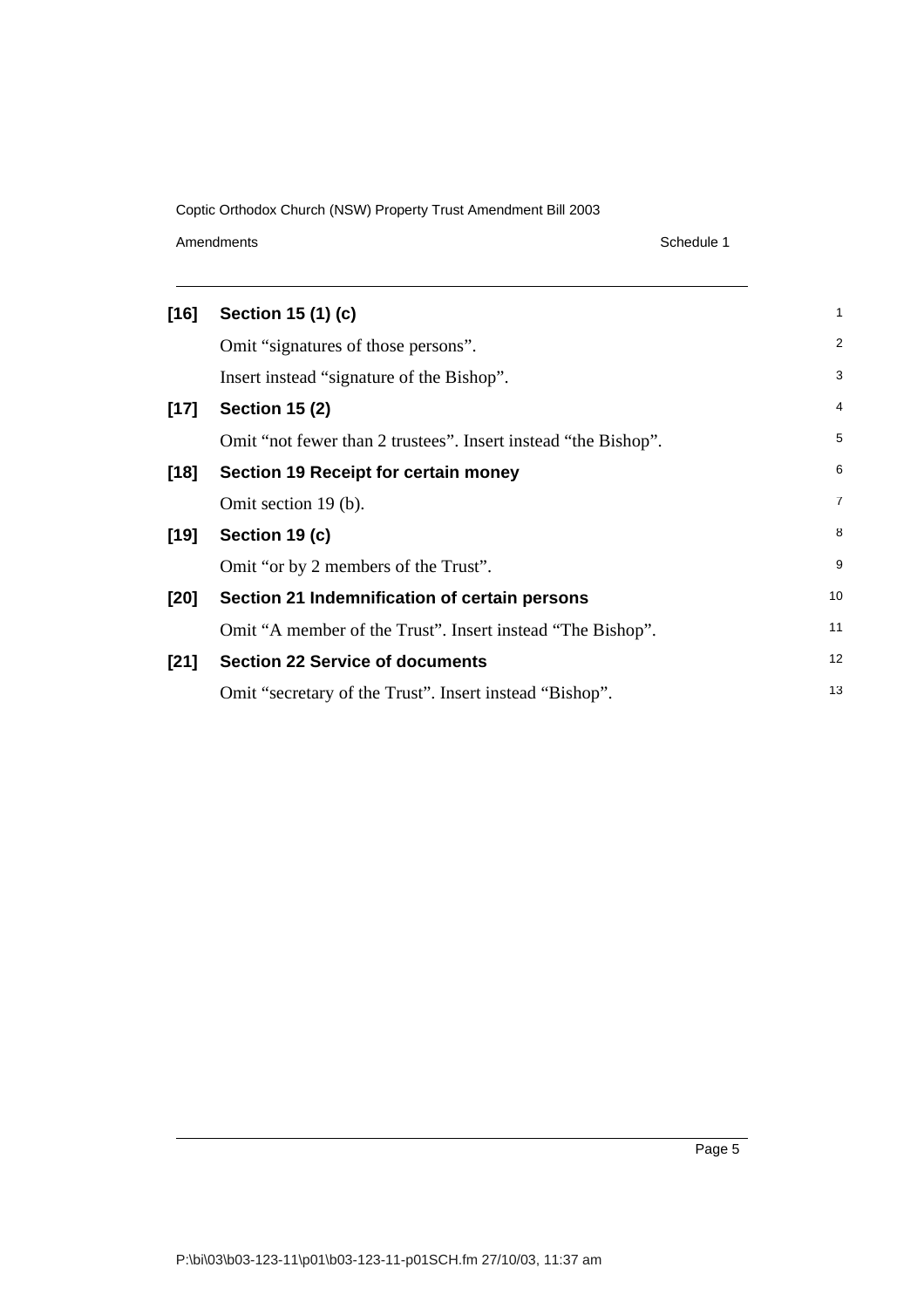**[16] Section 15 (1) (c)**

Omit "signatures of those persons".

Insert instead "signature of the Bishop".

**[17] Section 15 (2)**

Omit "not fewer than 2 trustees". Insert instead "the Bishop".

**[18] Section 19 Receipt for certain money**

Omit section 19 (b).

**[19] Section 19 (c)**

Omit "or by 2 members of the Trust".

**[20] Section 21 Indemnification of certain persons**

Omit "A member of the Trust". Insert instead "The Bishop".

**[21] Section 22 Service of documents**

Omit "secretary of the Trust". Insert instead "Bishop".